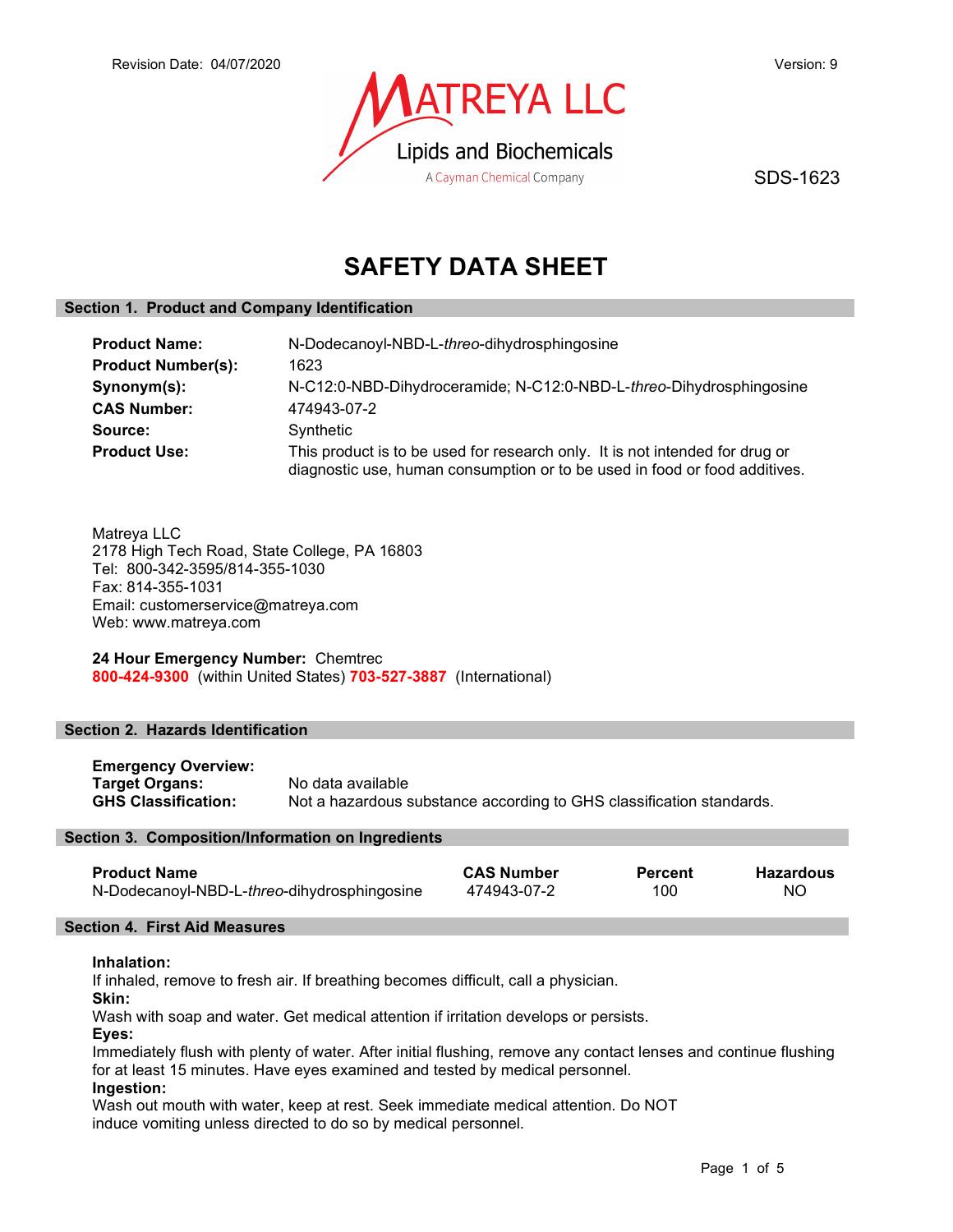Revision Date: 04/07/2020 Version: 9

MATREYA LLC
Lipids and Biochemicals
A Cayman Chemical Company

SDS-1623

# SAFETY DATA SHEET

## Section 1. Product and Company Identification

**Product Name:** N-Dodecanoyl-NBD-L-*threo*-dihydrosphingosine
**Product Number(s):** 1623
**Synonym(s):** N-C12:0-NBD-Dihydroceramide; N-C12:0-NBD-L-*threo*-Dihydrosphingosine
**CAS Number:** 474943-07-2
**Source:** Synthetic
**Product Use:** This product is to be used for research only. It is not intended for drug or diagnostic use, human consumption or to be used in food or food additives.

Matreya LLC
2178 High Tech Road, State College, PA 16803
Tel: 800-342-3595/814-355-1030
Fax: 814-355-1031
Email: customerservice@matreya.com
Web: www.matreya.com

**24 Hour Emergency Number:** Chemtrec
**800-424-9300** (within United States) **703-527-3887** (International)

## Section 2. Hazards Identification

**Emergency Overview:**
**Target Organs:** No data available
**GHS Classification:** Not a hazardous substance according to GHS classification standards.

## Section 3. Composition/Information on Ingredients

| Product Name | CAS Number | Percent | Hazardous |
|---|---|---|---|
| N-Dodecanoyl-NBD-L-*threo*-dihydrosphingosine | 474943-07-2 | 100 | NO |

## Section 4. First Aid Measures

**Inhalation:**
If inhaled, remove to fresh air. If breathing becomes difficult, call a physician.
**Skin:**
Wash with soap and water. Get medical attention if irritation develops or persists.
**Eyes:**
Immediately flush with plenty of water. After initial flushing, remove any contact lenses and continue flushing for at least 15 minutes. Have eyes examined and tested by medical personnel.
**Ingestion:**
Wash out mouth with water, keep at rest. Seek immediate medical attention. Do NOT induce vomiting unless directed to do so by medical personnel.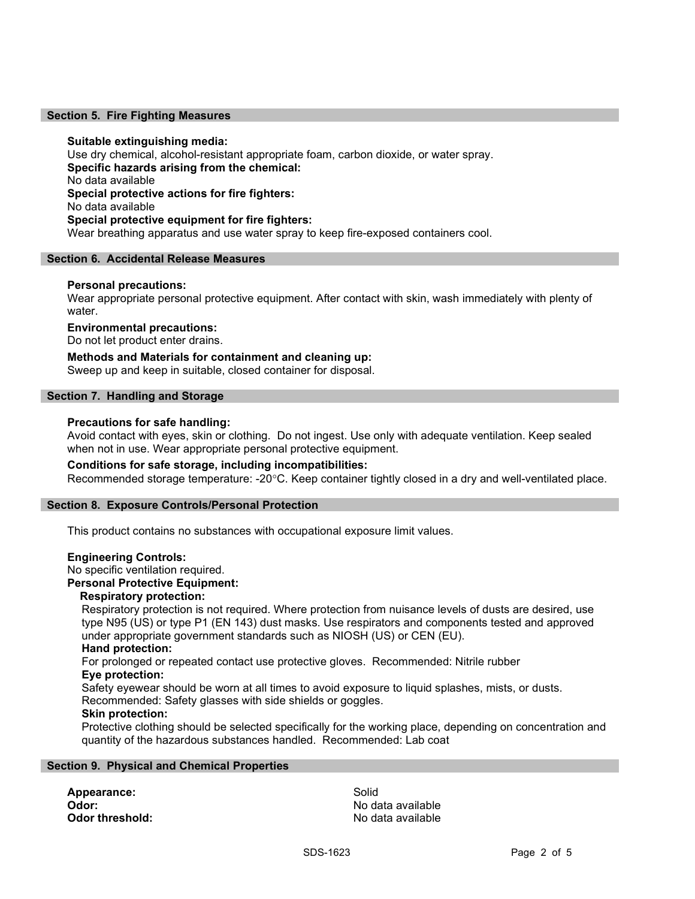## Section 5. Fire Fighting Measures

**Suitable extinguishing media:**
Use dry chemical, alcohol-resistant appropriate foam, carbon dioxide, or water spray.

**Specific hazards arising from the chemical:**
No data available

**Special protective actions for fire fighters:**
No data available

**Special protective equipment for fire fighters:**
Wear breathing apparatus and use water spray to keep fire-exposed containers cool.

## Section 6. Accidental Release Measures

**Personal precautions:**
Wear appropriate personal protective equipment. After contact with skin, wash immediately with plenty of water.

**Environmental precautions:**
Do not let product enter drains.

**Methods and Materials for containment and cleaning up:**
Sweep up and keep in suitable, closed container for disposal.

## Section 7. Handling and Storage

**Precautions for safe handling:**
Avoid contact with eyes, skin or clothing. Do not ingest. Use only with adequate ventilation. Keep sealed when not in use. Wear appropriate personal protective equipment.

**Conditions for safe storage, including incompatibilities:**
Recommended storage temperature: -20°C. Keep container tightly closed in a dry and well-ventilated place.

## Section 8. Exposure Controls/Personal Protection

This product contains no substances with occupational exposure limit values.

**Engineering Controls:**
No specific ventilation required.

**Personal Protective Equipment:**

**Respiratory protection:**
Respiratory protection is not required. Where protection from nuisance levels of dusts are desired, use type N95 (US) or type P1 (EN 143) dust masks. Use respirators and components tested and approved under appropriate government standards such as NIOSH (US) or CEN (EU).

**Hand protection:**
For prolonged or repeated contact use protective gloves. Recommended: Nitrile rubber

**Eye protection:**
Safety eyewear should be worn at all times to avoid exposure to liquid splashes, mists, or dusts. Recommended: Safety glasses with side shields or goggles.

**Skin protection:**
Protective clothing should be selected specifically for the working place, depending on concentration and quantity of the hazardous substances handled. Recommended: Lab coat

## Section 9. Physical and Chemical Properties

| | |
|---|---|
| **Appearance:** | Solid |
| **Odor:** | No data available |
| **Odor threshold:** | No data available |

SDS-1623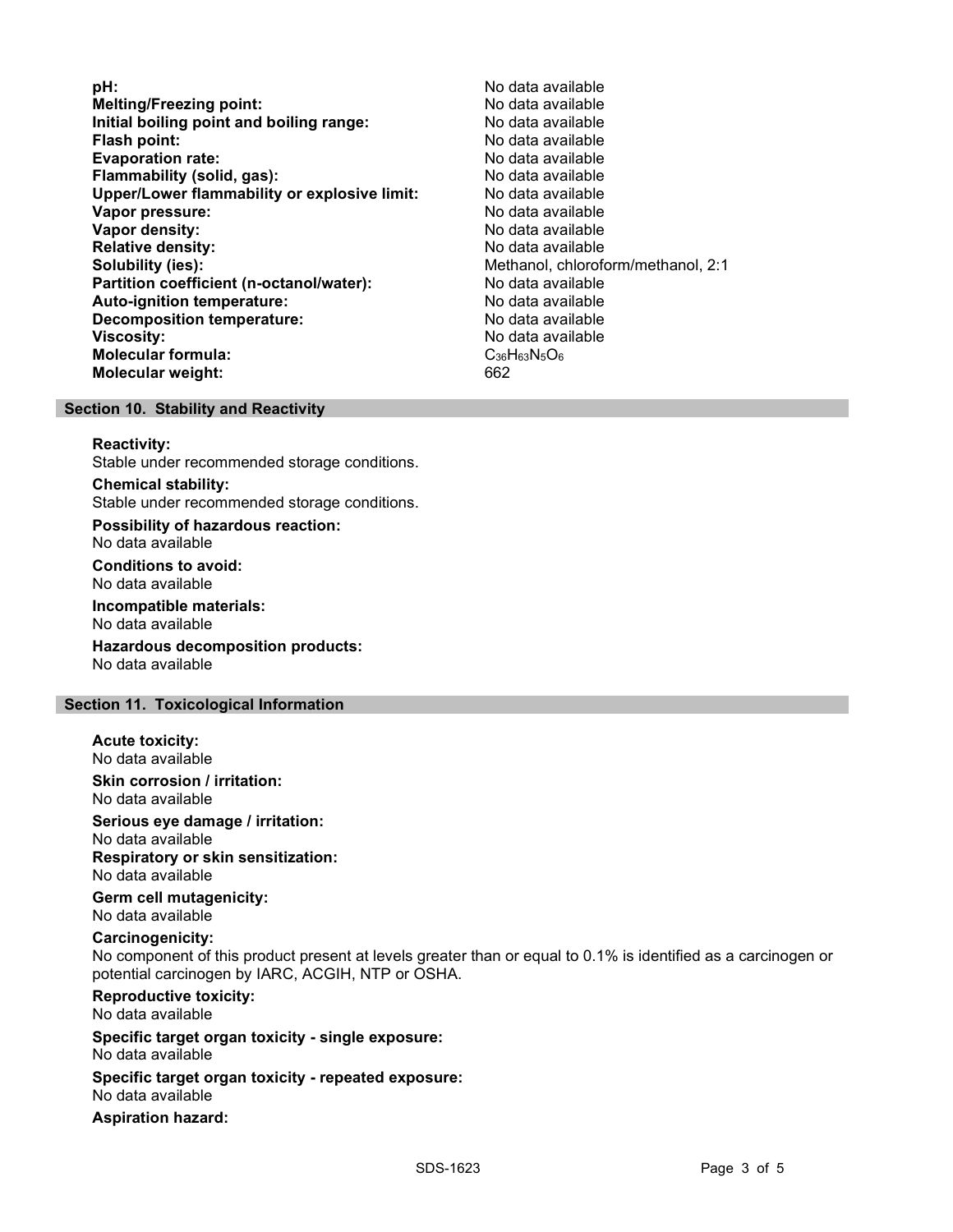| | |
|---|---|
| **pH:** | No data available |
| **Melting/Freezing point:** | No data available |
| **Initial boiling point and boiling range:** | No data available |
| **Flash point:** | No data available |
| **Evaporation rate:** | No data available |
| **Flammability (solid, gas):** | No data available |
| **Upper/Lower flammability or explosive limit:** | No data available |
| **Vapor pressure:** | No data available |
| **Vapor density:** | No data available |
| **Relative density:** | No data available |
| **Solubility (ies):** | Methanol, chloroform/methanol, 2:1 |
| **Partition coefficient (n-octanol/water):** | No data available |
| **Auto-ignition temperature:** | No data available |
| **Decomposition temperature:** | No data available |
| **Viscosity:** | No data available |
| **Molecular formula:** | $C_{36}H_{63}N_5O_6$ |
| **Molecular weight:** | 662 |

## Section 10. Stability and Reactivity

**Reactivity:**
Stable under recommended storage conditions.

**Chemical stability:**
Stable under recommended storage conditions.

**Possibility of hazardous reaction:**
No data available

**Conditions to avoid:**
No data available

**Incompatible materials:**
No data available

**Hazardous decomposition products:**
No data available

## Section 11. Toxicological Information

**Acute toxicity:**
No data available

**Skin corrosion / irritation:**
No data available

**Serious eye damage / irritation:**
No data available

**Respiratory or skin sensitization:**
No data available

**Germ cell mutagenicity:**
No data available

**Carcinogenicity:**
No component of this product present at levels greater than or equal to 0.1% is identified as a carcinogen or potential carcinogen by IARC, ACGIH, NTP or OSHA.

**Reproductive toxicity:**
No data available

**Specific target organ toxicity - single exposure:**
No data available

**Specific target organ toxicity - repeated exposure:**
No data available

**Aspiration hazard:**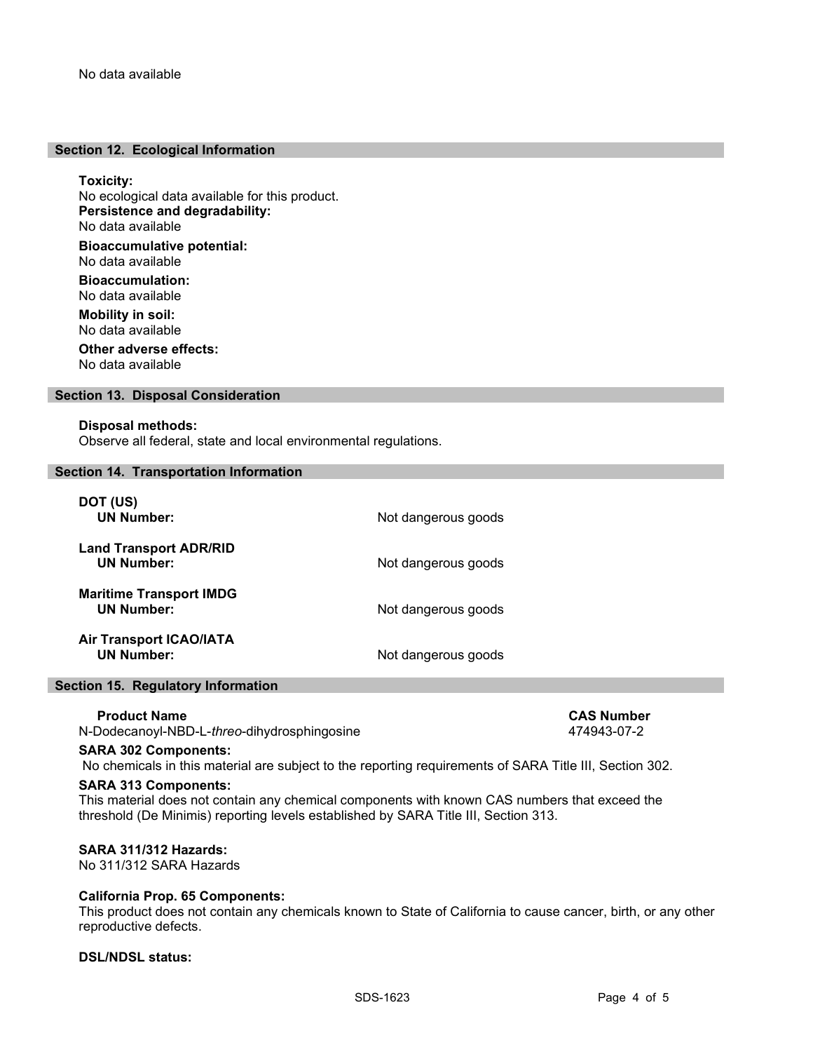No data available

## Section 12. Ecological Information

**Toxicity:**
No ecological data available for this product.

**Persistence and degradability:**
No data available

**Bioaccumulative potential:**
No data available

**Bioaccumulation:**
No data available

**Mobility in soil:**
No data available

**Other adverse effects:**
No data available

## Section 13. Disposal Consideration

**Disposal methods:**
Observe all federal, state and local environmental regulations.

## Section 14. Transportation Information

**DOT (US)**
**UN Number:** Not dangerous goods

**Land Transport ADR/RID**
**UN Number:** Not dangerous goods

**Maritime Transport IMDG**
**UN Number:** Not dangerous goods

**Air Transport ICAO/IATA**
**UN Number:** Not dangerous goods

## Section 15. Regulatory Information

| **Product Name** | **CAS Number** |
| --- | --- |
| N-Dodecanoyl-NBD-L-*threo*-dihydrosphingosine | 474943-07-2 |

**SARA 302 Components:**
No chemicals in this material are subject to the reporting requirements of SARA Title III, Section 302.

**SARA 313 Components:**
This material does not contain any chemical components with known CAS numbers that exceed the threshold (De Minimis) reporting levels established by SARA Title III, Section 313.

**SARA 311/312 Hazards:**
No 311/312 SARA Hazards

**California Prop. 65 Components:**
This product does not contain any chemicals known to State of California to cause cancer, birth, or any other reproductive defects.

**DSL/NDSL status:**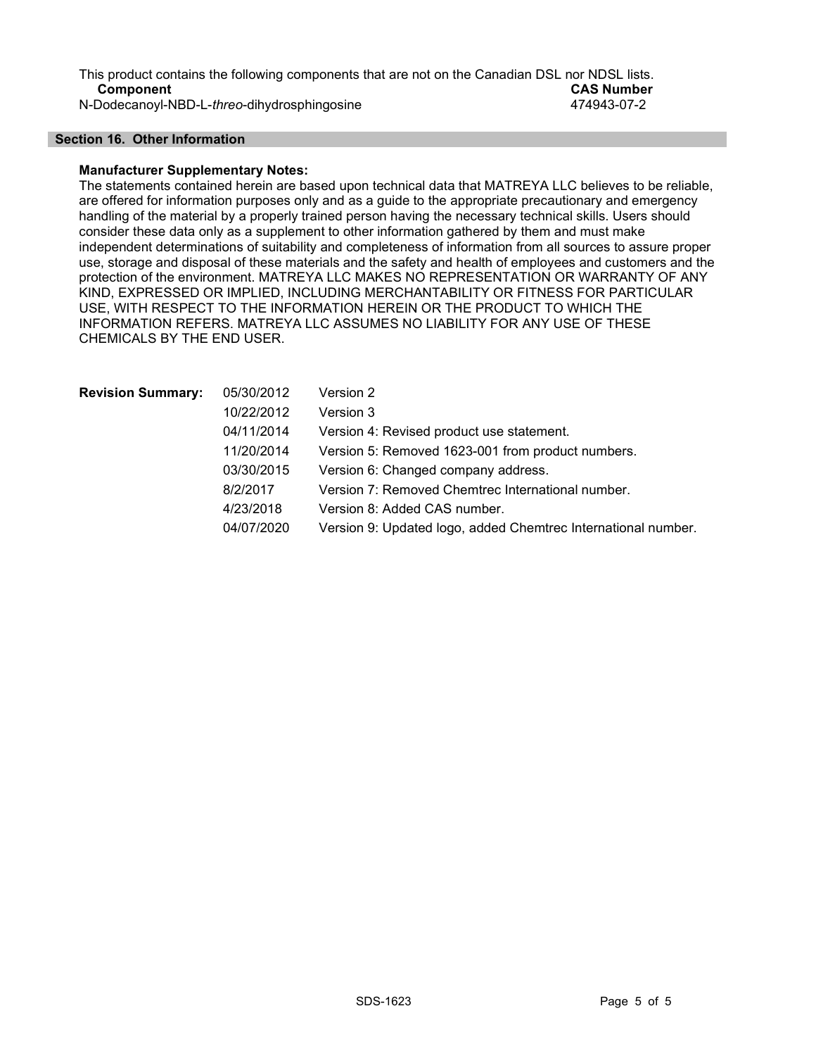This product contains the following components that are not on the Canadian DSL nor NDSL lists.

| Component | CAS Number |
| --- | --- |
| N-Dodecanoyl-NBD-L-*threo*-dihydrosphingosine | 474943-07-2 |

## Section 16. Other Information

**Manufacturer Supplementary Notes:**

The statements contained herein are based upon technical data that MATREYA LLC believes to be reliable, are offered for information purposes only and as a guide to the appropriate precautionary and emergency handling of the material by a properly trained person having the necessary technical skills. Users should consider these data only as a supplement to other information gathered by them and must make independent determinations of suitability and completeness of information from all sources to assure proper use, storage and disposal of these materials and the safety and health of employees and customers and the protection of the environment. MATREYA LLC MAKES NO REPRESENTATION OR WARRANTY OF ANY KIND, EXPRESSED OR IMPLIED, INCLUDING MERCHANTABILITY OR FITNESS FOR PARTICULAR USE, WITH RESPECT TO THE INFORMATION HEREIN OR THE PRODUCT TO WHICH THE INFORMATION REFERS. MATREYA LLC ASSUMES NO LIABILITY FOR ANY USE OF THESE CHEMICALS BY THE END USER.

| | | |
| --- | --- | --- |
| **Revision Summary:** | 05/30/2012 | Version 2 |
| | 10/22/2012 | Version 3 |
| | 04/11/2014 | Version 4: Revised product use statement. |
| | 11/20/2014 | Version 5: Removed 1623-001 from product numbers. |
| | 03/30/2015 | Version 6: Changed company address. |
| | 8/2/2017 | Version 7: Removed Chemtrec International number. |
| | 4/23/2018 | Version 8: Added CAS number. |
| | 04/07/2020 | Version 9: Updated logo, added Chemtrec International number. |